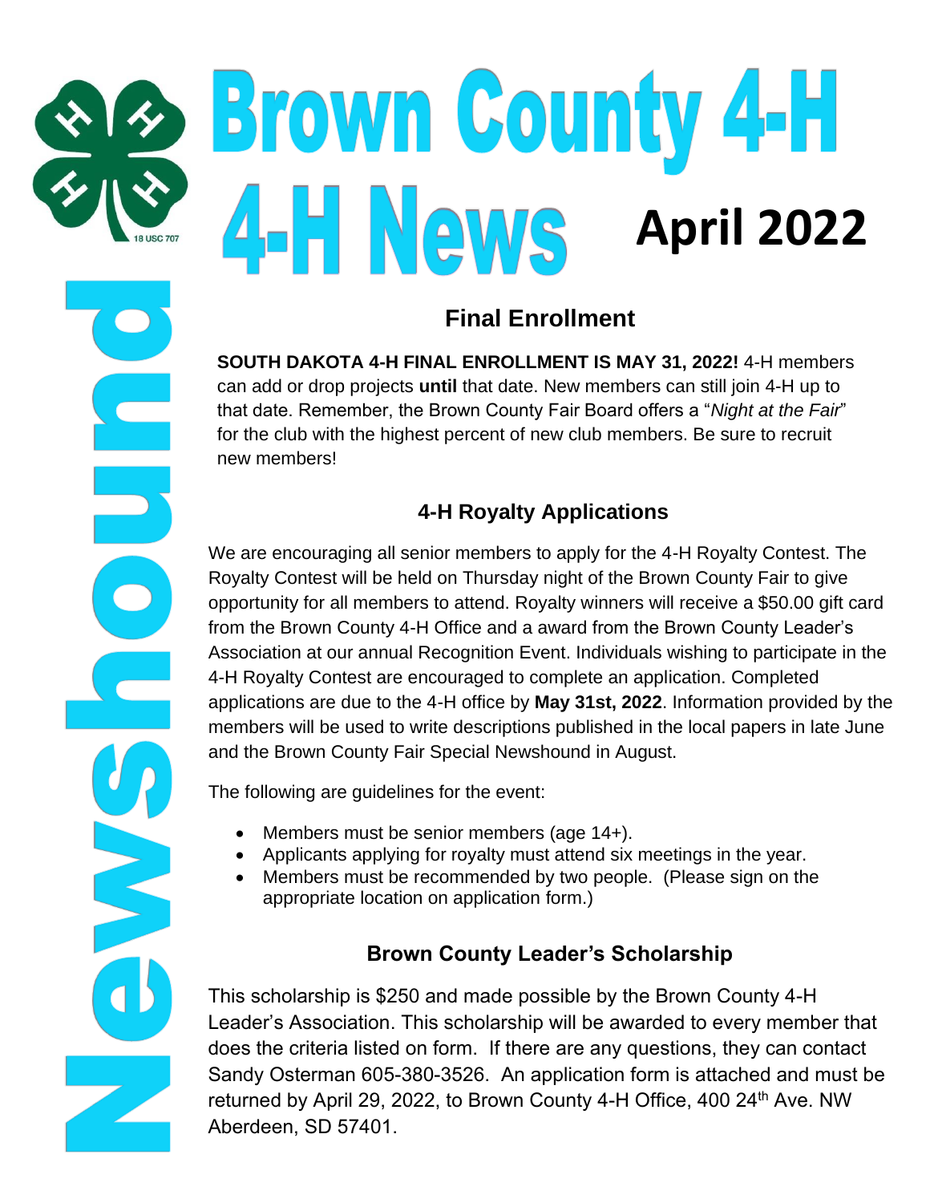# Brown County 4-H 4-H News

**April 2022**

Newshound

## Final Enrollment

**SOUTH DAKOTA 4-H FINAL ENROLLMENT IS MAY 31, 2022!** 4-H members can add or drop projects **until** that date. New members can still join 4-H up to that date. Remember, the Brown County Fair Board offers a "*Night at the Fair*" for the club with the highest percent of new club members. Be sure to recruit new members!

## 4-H Royalty Applications

We are encouraging all senior members to apply for the 4-H Royalty Contest. The Royalty Contest will be held on Thursday night of the Brown County Fair to give opportunity for all members to attend. Royalty winners will receive a $50.00 gift card from the Brown County 4-H Office and a award from the Brown County Leader's Association at our annual Recognition Event. Individuals wishing to participate in the 4-H Royalty Contest are encouraged to complete an application. Completed applications are due to the 4-H office by **May 31st, 2022**. Information provided by the members will be used to write descriptions published in the local papers in late June and the Brown County Fair Special Newshound in August.

The following are guidelines for the event:

- Members must be senior members (age 14+).
- Applicants applying for royalty must attend six meetings in the year.
- Members must be recommended by two people. (Please sign on the appropriate location on application form.)

## Brown County Leader's Scholarship

This scholarship is $250 and made possible by the Brown County 4-H Leader's Association. This scholarship will be awarded to every member that does the criteria listed on form. If there are any questions, they can contact Sandy Osterman 605-380-3526. An application form is attached and must be returned by April 29, 2022, to Brown County 4-H Office, 400 24th Ave. NW Aberdeen, SD 57401.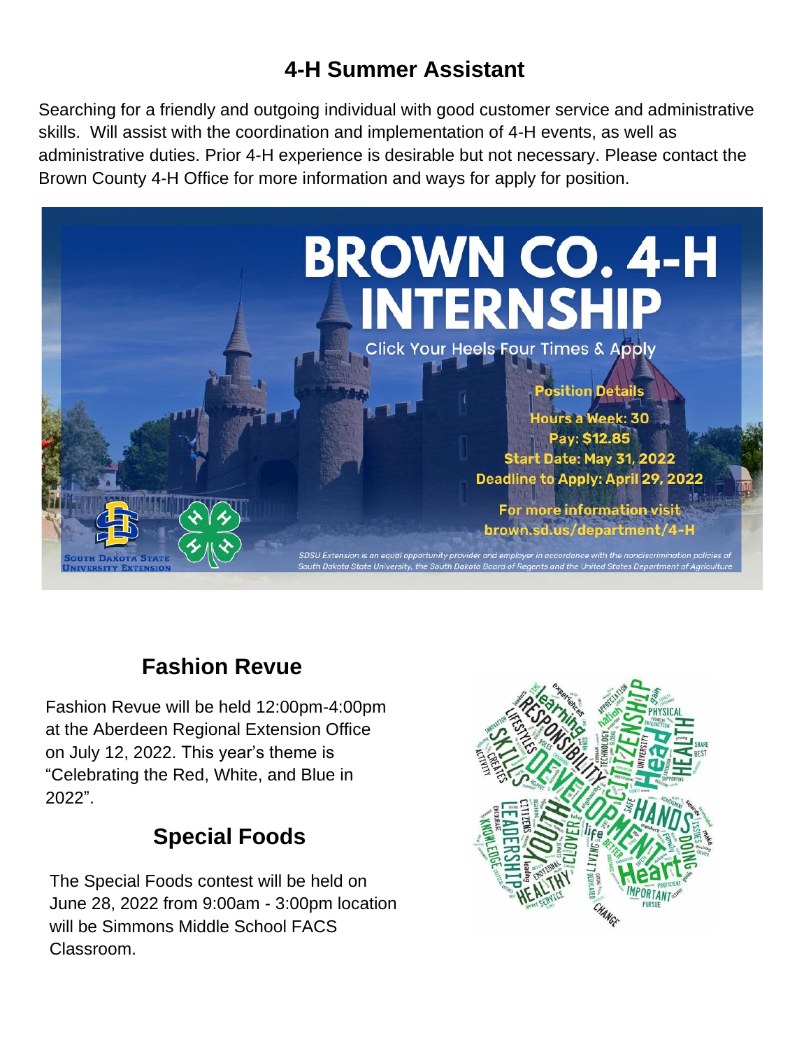## 4-H Summer Assistant

Searching for a friendly and outgoing individual with good customer service and administrative skills. Will assist with the coordination and implementation of 4-H events, as well as administrative duties. Prior 4-H experience is desirable but not necessary. Please contact the Brown County 4-H Office for more information and ways for apply for position.

# BROWN CO. 4-H INTERNSHIP

Click Your Heels Four Times & Apply

**Position Details**

**Hours a Week: 30**

**Pay: $12.85**

**Start Date: May 31, 2022**

**Deadline to Apply: April 29, 2022**

**For more information visit brown.sd.us/department/4-H**

South Dakota State University Extension

*SDSU Extension is an equal opportunity provider and employer in accordance with the nondiscrimination policies of South Dakota State University, the South Dakota Board of Regents and the United States Department of Agriculture*

## Fashion Revue

Fashion Revue will be held 12:00pm-4:00pm at the Aberdeen Regional Extension Office on July 12, 2022. This year's theme is "Celebrating the Red, White, and Blue in 2022".

## Special Foods

The Special Foods contest will be held on June 28, 2022 from 9:00am - 3:00pm location will be Simmons Middle School FACS Classroom.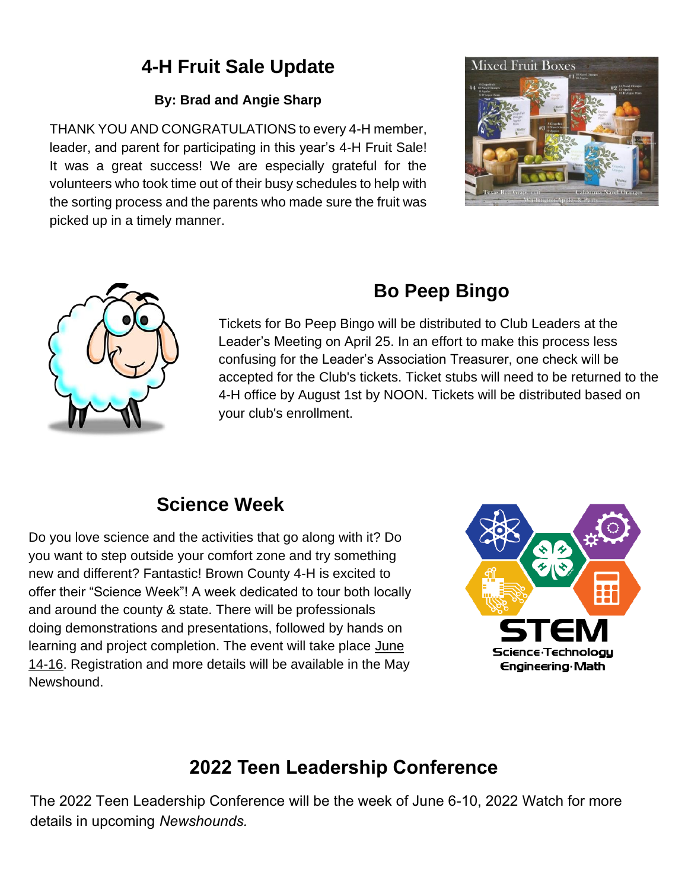## 4-H Fruit Sale Update

**By: Brad and Angie Sharp**

THANK YOU AND CONGRATULATIONS to every 4-H member, leader, and parent for participating in this year's 4-H Fruit Sale! It was a great success! We are especially grateful for the volunteers who took time out of their busy schedules to help with the sorting process and the parents who made sure the fruit was picked up in a timely manner.

## Bo Peep Bingo

Tickets for Bo Peep Bingo will be distributed to Club Leaders at the Leader's Meeting on April 25. In an effort to make this process less confusing for the Leader's Association Treasurer, one check will be accepted for the Club's tickets. Ticket stubs will need to be returned to the 4-H office by August 1st by NOON. Tickets will be distributed based on your club's enrollment.

## Science Week

Do you love science and the activities that go along with it? Do you want to step outside your comfort zone and try something new and different? Fantastic! Brown County 4-H is excited to offer their "Science Week"! A week dedicated to tour both locally and around the county & state. There will be professionals doing demonstrations and presentations, followed by hands on learning and project completion. The event will take place <u>June 14-16</u>. Registration and more details will be available in the May Newshound.

## 2022 Teen Leadership Conference

The 2022 Teen Leadership Conference will be the week of June 6-10, 2022 Watch for more details in upcoming *Newshounds.*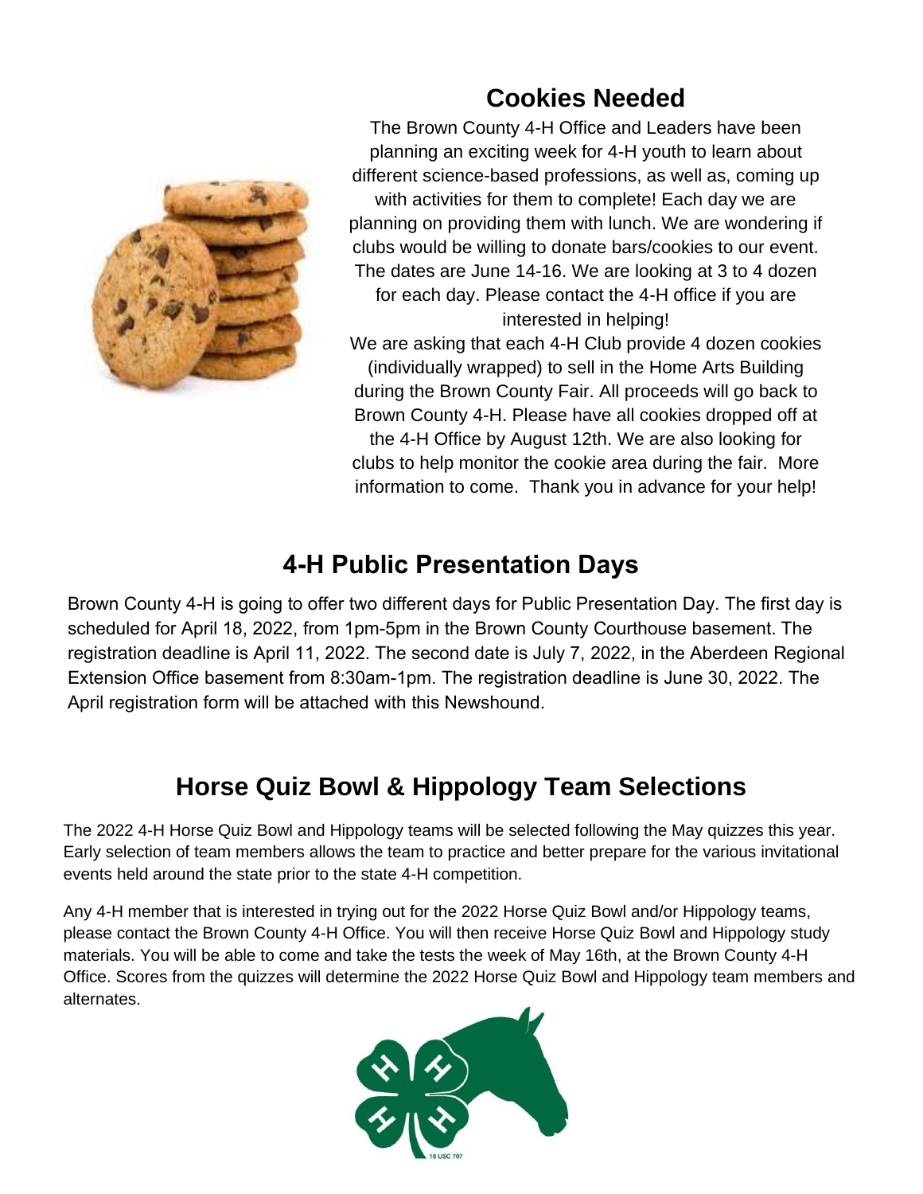## Cookies Needed

The Brown County 4-H Office and Leaders have been planning an exciting week for 4-H youth to learn about different science-based professions, as well as, coming up with activities for them to complete! Each day we are planning on providing them with lunch. We are wondering if clubs would be willing to donate bars/cookies to our event. The dates are June 14-16. We are looking at 3 to 4 dozen for each day. Please contact the 4-H office if you are interested in helping!

We are asking that each 4-H Club provide 4 dozen cookies (individually wrapped) to sell in the Home Arts Building during the Brown County Fair. All proceeds will go back to Brown County 4-H. Please have all cookies dropped off at the 4-H Office by August 12th. We are also looking for clubs to help monitor the cookie area during the fair. More information to come. Thank you in advance for your help!

## 4-H Public Presentation Days

Brown County 4-H is going to offer two different days for Public Presentation Day. The first day is scheduled for April 18, 2022, from 1pm-5pm in the Brown County Courthouse basement. The registration deadline is April 11, 2022. The second date is July 7, 2022, in the Aberdeen Regional Extension Office basement from 8:30am-1pm. The registration deadline is June 30, 2022. The April registration form will be attached with this Newshound.

## Horse Quiz Bowl & Hippology Team Selections

The 2022 4-H Horse Quiz Bowl and Hippology teams will be selected following the May quizzes this year. Early selection of team members allows the team to practice and better prepare for the various invitational events held around the state prior to the state 4-H competition.

Any 4-H member that is interested in trying out for the 2022 Horse Quiz Bowl and/or Hippology teams, please contact the Brown County 4-H Office. You will then receive Horse Quiz Bowl and Hippology study materials. You will be able to come and take the tests the week of May 16th, at the Brown County 4-H Office. Scores from the quizzes will determine the 2022 Horse Quiz Bowl and Hippology team members and alternates.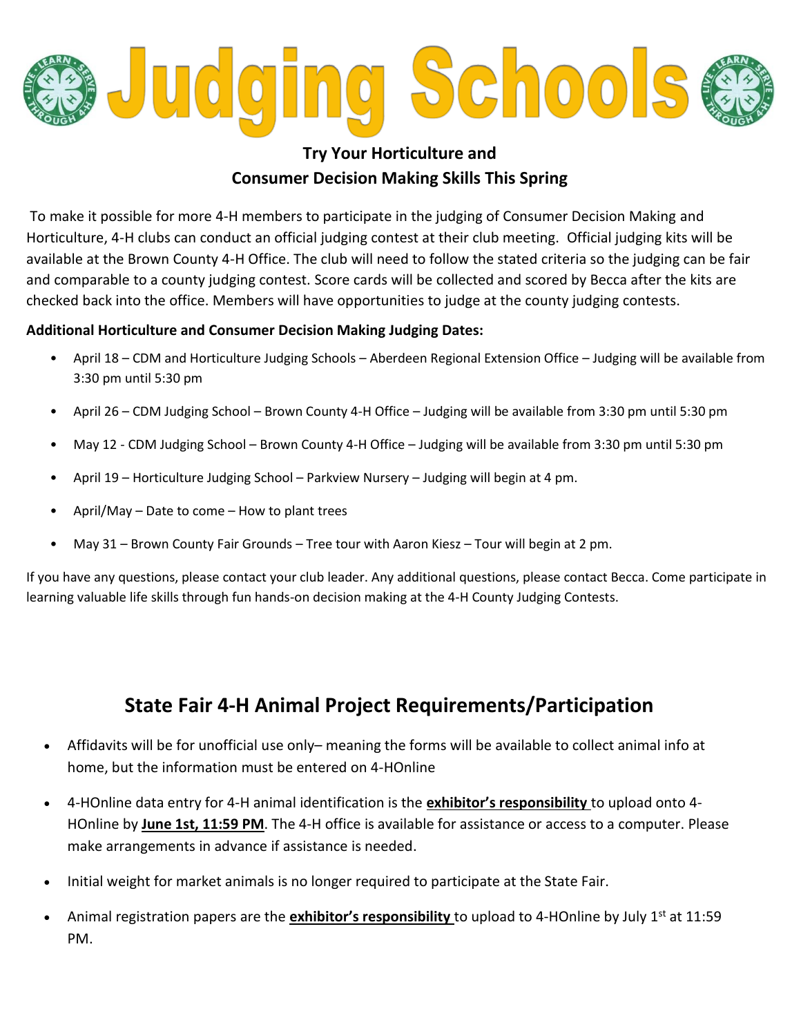# Judging Schools

### Try Your Horticulture and Consumer Decision Making Skills This Spring

To make it possible for more 4-H members to participate in the judging of Consumer Decision Making and Horticulture, 4-H clubs can conduct an official judging contest at their club meeting. Official judging kits will be available at the Brown County 4-H Office. The club will need to follow the stated criteria so the judging can be fair and comparable to a county judging contest. Score cards will be collected and scored by Becca after the kits are checked back into the office. Members will have opportunities to judge at the county judging contests.

**Additional Horticulture and Consumer Decision Making Judging Dates:**

- April 18 – CDM and Horticulture Judging Schools – Aberdeen Regional Extension Office – Judging will be available from 3:30 pm until 5:30 pm
- April 26 – CDM Judging School – Brown County 4-H Office – Judging will be available from 3:30 pm until 5:30 pm
- May 12 - CDM Judging School – Brown County 4-H Office – Judging will be available from 3:30 pm until 5:30 pm
- April 19 – Horticulture Judging School – Parkview Nursery – Judging will begin at 4 pm.
- April/May – Date to come – How to plant trees
- May 31 – Brown County Fair Grounds – Tree tour with Aaron Kiesz – Tour will begin at 2 pm.

If you have any questions, please contact your club leader. Any additional questions, please contact Becca. Come participate in learning valuable life skills through fun hands-on decision making at the 4-H County Judging Contests.

## State Fair 4-H Animal Project Requirements/Participation

- Affidavits will be for unofficial use only– meaning the forms will be available to collect animal info at home, but the information must be entered on 4-HOnline
- 4-HOnline data entry for 4-H animal identification is the **exhibitor's responsibility** to upload onto 4-HOnline by **June 1st, 11:59 PM**. The 4-H office is available for assistance or access to a computer. Please make arrangements in advance if assistance is needed.
- Initial weight for market animals is no longer required to participate at the State Fair.
- Animal registration papers are the **exhibitor's responsibility** to upload to 4-HOnline by July 1st at 11:59 PM.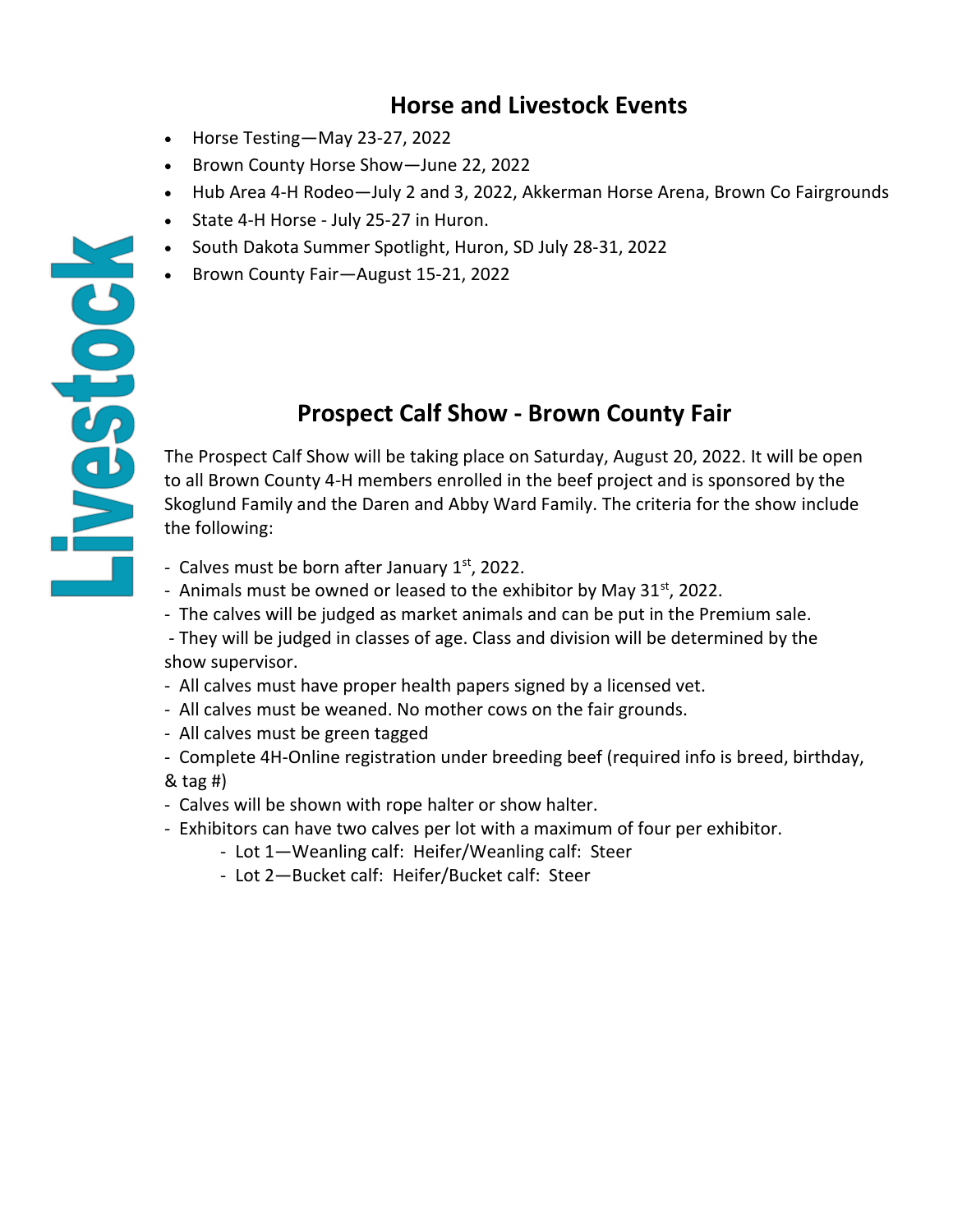Livestock

## Horse and Livestock Events

- Horse Testing—May 23-27, 2022
- Brown County Horse Show—June 22, 2022
- Hub Area 4-H Rodeo—July 2 and 3, 2022, Akkerman Horse Arena, Brown Co Fairgrounds
- State 4-H Horse - July 25-27 in Huron.
- South Dakota Summer Spotlight, Huron, SD July 28-31, 2022
- Brown County Fair—August 15-21, 2022

## Prospect Calf Show - Brown County Fair

The Prospect Calf Show will be taking place on Saturday, August 20, 2022. It will be open to all Brown County 4-H members enrolled in the beef project and is sponsored by the Skoglund Family and the Daren and Abby Ward Family. The criteria for the show include the following:

- Calves must be born after January 1st, 2022.
- Animals must be owned or leased to the exhibitor by May 31st, 2022.
- The calves will be judged as market animals and can be put in the Premium sale.
- They will be judged in classes of age. Class and division will be determined by the show supervisor.
- All calves must have proper health papers signed by a licensed vet.
- All calves must be weaned. No mother cows on the fair grounds.
- All calves must be green tagged
- Complete 4H-Online registration under breeding beef (required info is breed, birthday, & tag #)
- Calves will be shown with rope halter or show halter.
- Exhibitors can have two calves per lot with a maximum of four per exhibitor.
    - Lot 1—Weanling calf: Heifer/Weanling calf: Steer
    - Lot 2—Bucket calf: Heifer/Bucket calf: Steer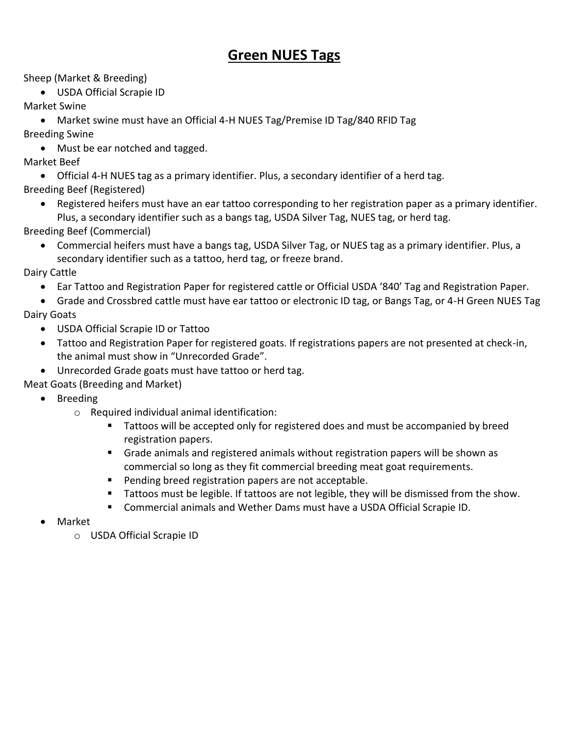# Green NUES Tags

Sheep (Market & Breeding)

- USDA Official Scrapie ID

Market Swine

- Market swine must have an Official 4-H NUES Tag/Premise ID Tag/840 RFID Tag

Breeding Swine

- Must be ear notched and tagged.

Market Beef

- Official 4-H NUES tag as a primary identifier. Plus, a secondary identifier of a herd tag.

Breeding Beef (Registered)

- Registered heifers must have an ear tattoo corresponding to her registration paper as a primary identifier. Plus, a secondary identifier such as a bangs tag, USDA Silver Tag, NUES tag, or herd tag.

Breeding Beef (Commercial)

- Commercial heifers must have a bangs tag, USDA Silver Tag, or NUES tag as a primary identifier. Plus, a secondary identifier such as a tattoo, herd tag, or freeze brand.

Dairy Cattle

- Ear Tattoo and Registration Paper for registered cattle or Official USDA '840' Tag and Registration Paper.
- Grade and Crossbred cattle must have ear tattoo or electronic ID tag, or Bangs Tag, or 4-H Green NUES Tag

Dairy Goats

- USDA Official Scrapie ID or Tattoo
- Tattoo and Registration Paper for registered goats. If registrations papers are not presented at check-in, the animal must show in "Unrecorded Grade".
- Unrecorded Grade goats must have tattoo or herd tag.

Meat Goats (Breeding and Market)

- Breeding
  - Required individual animal identification:
    - Tattoos will be accepted only for registered does and must be accompanied by breed registration papers.
    - Grade animals and registered animals without registration papers will be shown as commercial so long as they fit commercial breeding meat goat requirements.
    - Pending breed registration papers are not acceptable.
    - Tattoos must be legible. If tattoos are not legible, they will be dismissed from the show.
    - Commercial animals and Wether Dams must have a USDA Official Scrapie ID.
- Market
  - USDA Official Scrapie ID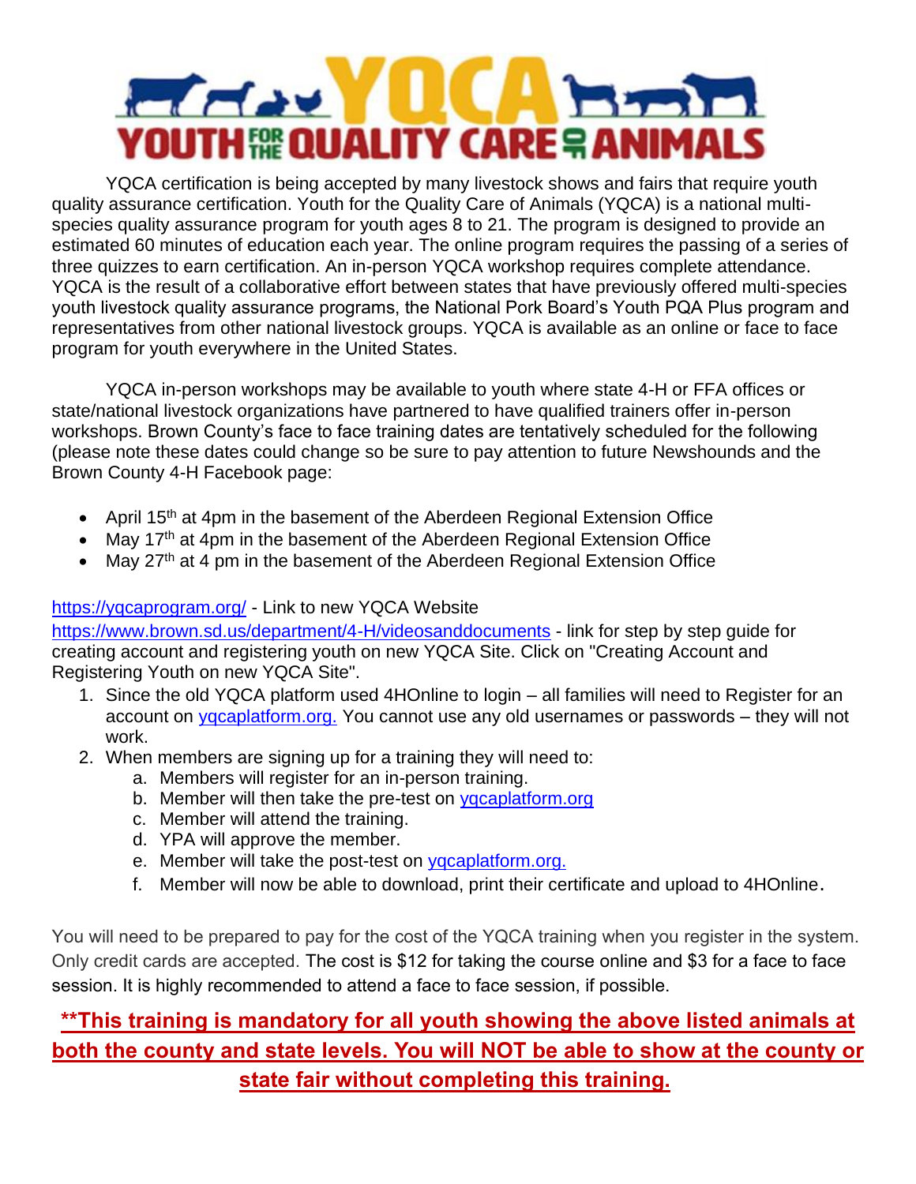# YQCA — YOUTH FOR THE QUALITY CARE OF ANIMALS

YQCA certification is being accepted by many livestock shows and fairs that require youth quality assurance certification. Youth for the Quality Care of Animals (YQCA) is a national multi-species quality assurance program for youth ages 8 to 21. The program is designed to provide an estimated 60 minutes of education each year. The online program requires the passing of a series of three quizzes to earn certification. An in-person YQCA workshop requires complete attendance. YQCA is the result of a collaborative effort between states that have previously offered multi-species youth livestock quality assurance programs, the National Pork Board's Youth PQA Plus program and representatives from other national livestock groups. YQCA is available as an online or face to face program for youth everywhere in the United States.

YQCA in-person workshops may be available to youth where state 4-H or FFA offices or state/national livestock organizations have partnered to have qualified trainers offer in-person workshops. Brown County's face to face training dates are tentatively scheduled for the following (please note these dates could change so be sure to pay attention to future Newshounds and the Brown County 4-H Facebook page:

- April 15th at 4pm in the basement of the Aberdeen Regional Extension Office
- May 17th at 4pm in the basement of the Aberdeen Regional Extension Office
- May 27th at 4 pm in the basement of the Aberdeen Regional Extension Office

https://yqcaprogram.org/ - Link to new YQCA Website
https://www.brown.sd.us/department/4-H/videosanddocuments - link for step by step guide for creating account and registering youth on new YQCA Site. Click on "Creating Account and Registering Youth on new YQCA Site".

1. Since the old YQCA platform used 4HOnline to login – all families will need to Register for an account on yqcaplatform.org. You cannot use any old usernames or passwords – they will not work.
2. When members are signing up for a training they will need to:
   a. Members will register for an in-person training.
   b. Member will then take the pre-test on yqcaplatform.org
   c. Member will attend the training.
   d. YPA will approve the member.
   e. Member will take the post-test on yqcaplatform.org.
   f. Member will now be able to download, print their certificate and upload to 4HOnline.

You will need to be prepared to pay for the cost of the YQCA training when you register in the system. Only credit cards are accepted. The cost is $12 for taking the course online and $3 for a face to face session. It is highly recommended to attend a face to face session, if possible.

**<u>**This training is mandatory for all youth showing the above listed animals at both the county and state levels. You will NOT be able to show at the county or state fair without completing this training.</u>**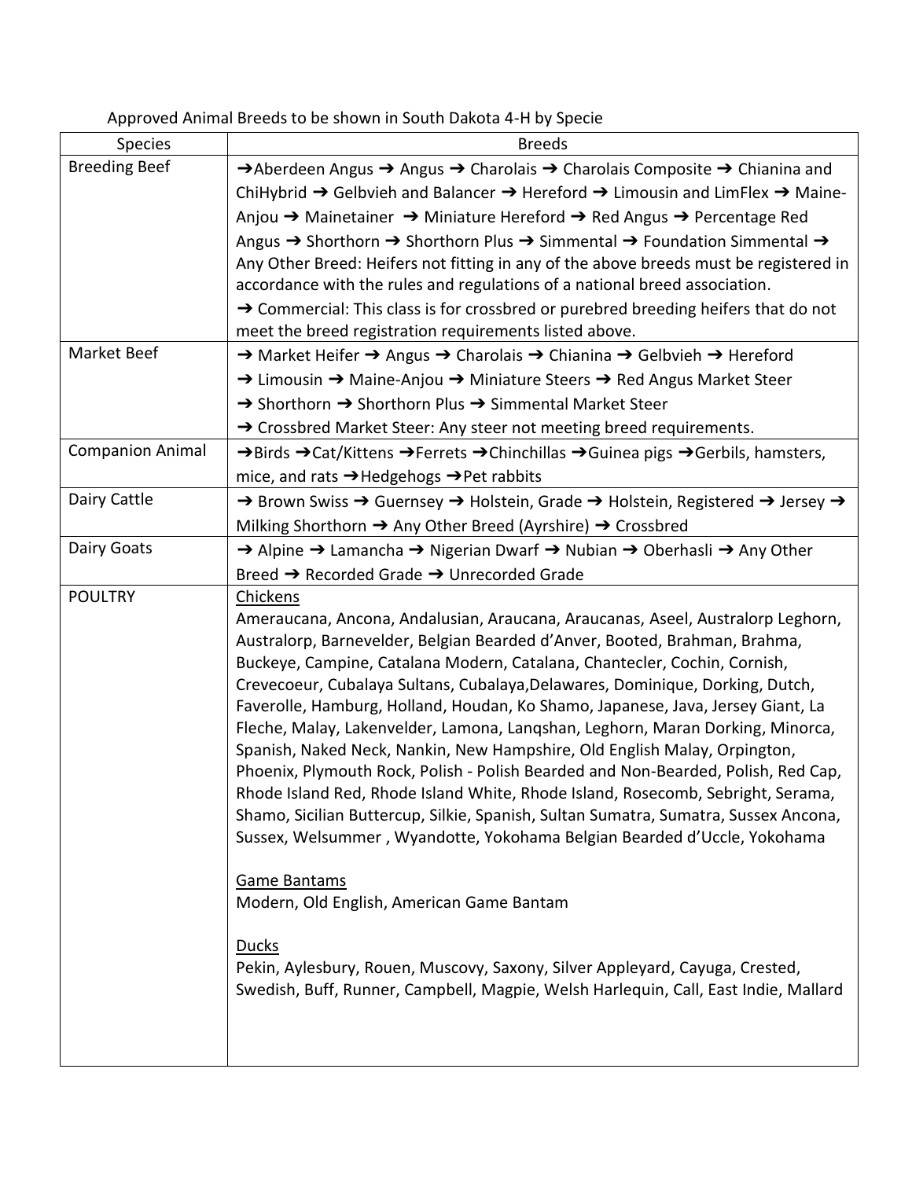Approved Animal Breeds to be shown in South Dakota 4-H by Specie

| Species | Breeds |
|---|---|
| Breeding Beef | ➔Aberdeen Angus ➔ Angus ➔ Charolais ➔ Charolais Composite ➔ Chianina and ChiHybrid ➔ Gelbvieh and Balancer ➔ Hereford ➔ Limousin and LimFlex ➔ Maine-Anjou ➔ Mainetainer ➔ Miniature Hereford ➔ Red Angus ➔ Percentage Red Angus ➔ Shorthorn ➔ Shorthorn Plus ➔ Simmental ➔ Foundation Simmental ➔ Any Other Breed: Heifers not fitting in any of the above breeds must be registered in accordance with the rules and regulations of a national breed association.<br>➔ Commercial: This class is for crossbred or purebred breeding heifers that do not meet the breed registration requirements listed above. |
| Market Beef | ➔ Market Heifer ➔ Angus ➔ Charolais ➔ Chianina ➔ Gelbvieh ➔ Hereford ➔ Limousin ➔ Maine-Anjou ➔ Miniature Steers ➔ Red Angus Market Steer ➔ Shorthorn ➔ Shorthorn Plus ➔ Simmental Market Steer<br>➔ Crossbred Market Steer: Any steer not meeting breed requirements. |
| Companion Animal | ➔Birds ➔Cat/Kittens ➔Ferrets ➔Chinchillas ➔Guinea pigs ➔Gerbils, hamsters, mice, and rats ➔Hedgehogs ➔Pet rabbits |
| Dairy Cattle | ➔ Brown Swiss ➔ Guernsey ➔ Holstein, Grade ➔ Holstein, Registered ➔ Jersey ➔ Milking Shorthorn ➔ Any Other Breed (Ayrshire) ➔ Crossbred |
| Dairy Goats | ➔ Alpine ➔ Lamancha ➔ Nigerian Dwarf ➔ Nubian ➔ Oberhasli ➔ Any Other Breed ➔ Recorded Grade ➔ Unrecorded Grade |
| POULTRY | <u>Chickens</u><br>Ameraucana, Ancona, Andalusian, Araucana, Araucanas, Aseel, Australorp Leghorn, Australorp, Barnevelder, Belgian Bearded d'Anver, Booted, Brahman, Brahma, Buckeye, Campine, Catalana Modern, Catalana, Chantecler, Cochin, Cornish, Crevecoeur, Cubalaya Sultans, Cubalaya,Delawares, Dominique, Dorking, Dutch, Faverolle, Hamburg, Holland, Houdan, Ko Shamo, Japanese, Java, Jersey Giant, La Fleche, Malay, Lakenvelder, Lamona, Lanqshan, Leghorn, Maran Dorking, Minorca, Spanish, Naked Neck, Nankin, New Hampshire, Old English Malay, Orpington, Phoenix, Plymouth Rock, Polish - Polish Bearded and Non-Bearded, Polish, Red Cap, Rhode Island Red, Rhode Island White, Rhode Island, Rosecomb, Sebright, Serama, Shamo, Sicilian Buttercup, Silkie, Spanish, Sultan Sumatra, Sumatra, Sussex Ancona, Sussex, Welsummer , Wyandotte, Yokohama Belgian Bearded d'Uccle, Yokohama<br><br><u>Game Bantams</u><br>Modern, Old English, American Game Bantam<br><br><u>Ducks</u><br>Pekin, Aylesbury, Rouen, Muscovy, Saxony, Silver Appleyard, Cayuga, Crested, Swedish, Buff, Runner, Campbell, Magpie, Welsh Harlequin, Call, East Indie, Mallard |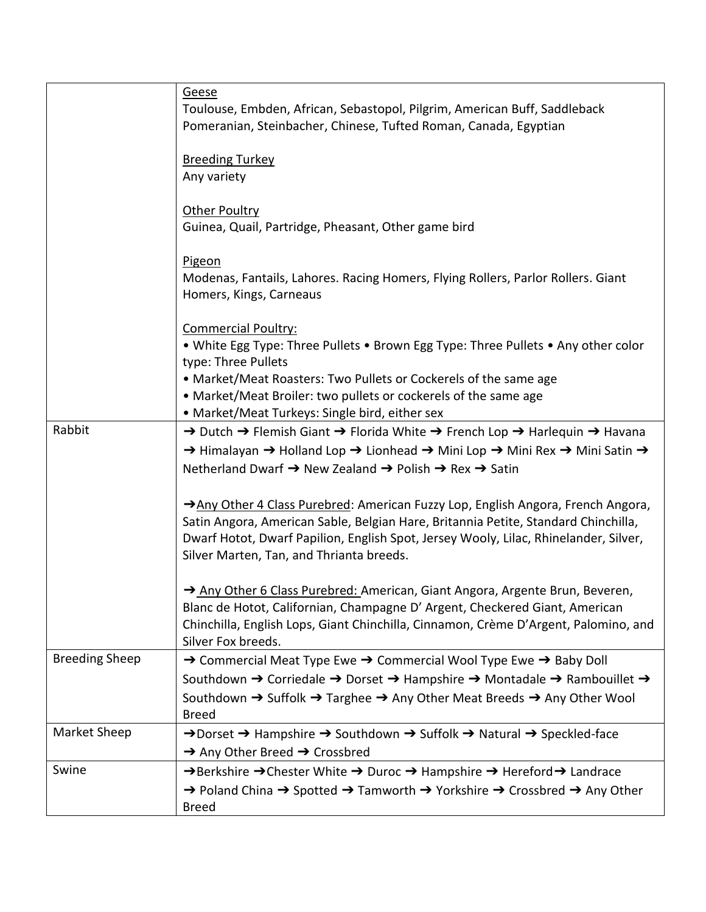| | |
|---|---|
| | <u>Geese</u><br>Toulouse, Embden, African, Sebastopol, Pilgrim, American Buff, Saddleback Pomeranian, Steinbacher, Chinese, Tufted Roman, Canada, Egyptian<br><br><u>Breeding Turkey</u><br>Any variety<br><br><u>Other Poultry</u><br>Guinea, Quail, Partridge, Pheasant, Other game bird<br><br><u>Pigeon</u><br>Modenas, Fantails, Lahores. Racing Homers, Flying Rollers, Parlor Rollers. Giant Homers, Kings, Carneaus<br><br><u>Commercial Poultry:</u><br>• White Egg Type: Three Pullets • Brown Egg Type: Three Pullets • Any other color type: Three Pullets<br>• Market/Meat Roasters: Two Pullets or Cockerels of the same age<br>• Market/Meat Broiler: two pullets or cockerels of the same age<br>• Market/Meat Turkeys: Single bird, either sex |
| Rabbit | ➔ Dutch ➔ Flemish Giant ➔ Florida White ➔ French Lop ➔ Harlequin ➔ Havana ➔ Himalayan ➔ Holland Lop ➔ Lionhead ➔ Mini Lop ➔ Mini Rex ➔ Mini Satin ➔ Netherland Dwarf ➔ New Zealand ➔ Polish ➔ Rex ➔ Satin<br><br>➔<u>Any Other 4 Class Purebred</u>: American Fuzzy Lop, English Angora, French Angora, Satin Angora, American Sable, Belgian Hare, Britannia Petite, Standard Chinchilla, Dwarf Hotot, Dwarf Papilion, English Spot, Jersey Wooly, Lilac, Rhinelander, Silver, Silver Marten, Tan, and Thrianta breeds.<br><br>➔ <u>Any Other 6 Class Purebred:</u> American, Giant Angora, Argente Brun, Beveren, Blanc de Hotot, Californian, Champagne D' Argent, Checkered Giant, American Chinchilla, English Lops, Giant Chinchilla, Cinnamon, Crème D'Argent, Palomino, and Silver Fox breeds. |
| Breeding Sheep | ➔ Commercial Meat Type Ewe ➔ Commercial Wool Type Ewe ➔ Baby Doll Southdown ➔ Corriedale ➔ Dorset ➔ Hampshire ➔ Montadale ➔ Rambouillet ➔ Southdown ➔ Suffolk ➔ Targhee ➔ Any Other Meat Breeds ➔ Any Other Wool Breed |
| Market Sheep | ➔Dorset ➔ Hampshire ➔ Southdown ➔ Suffolk ➔ Natural ➔ Speckled-face ➔ Any Other Breed ➔ Crossbred |
| Swine | ➔Berkshire ➔Chester White ➔ Duroc ➔ Hampshire ➔ Hereford➔ Landrace ➔ Poland China ➔ Spotted ➔ Tamworth ➔ Yorkshire ➔ Crossbred ➔ Any Other Breed |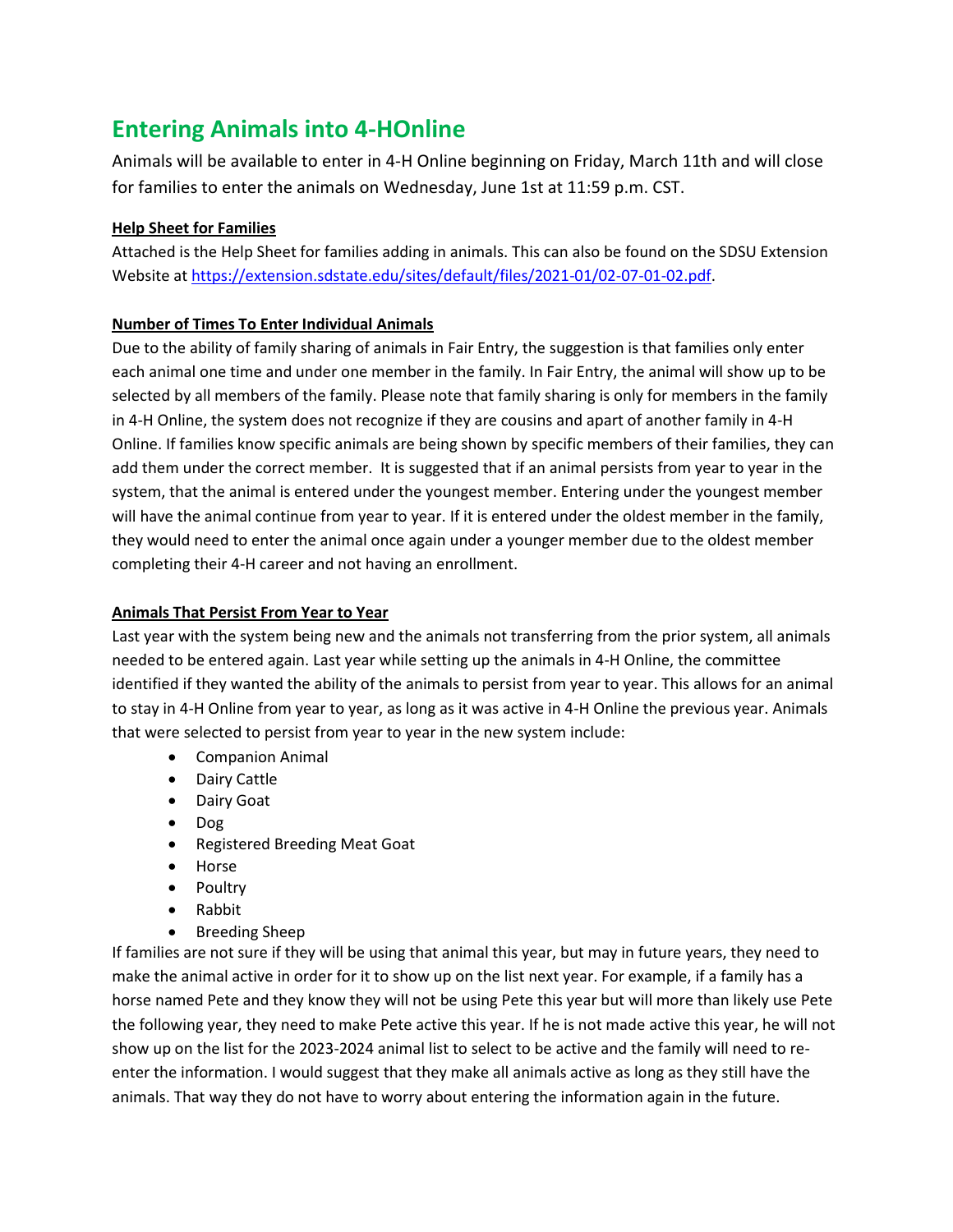# Entering Animals into 4-HOnline

Animals will be available to enter in 4-H Online beginning on Friday, March 11th and will close for families to enter the animals on Wednesday, June 1st at 11:59 p.m. CST.

**Help Sheet for Families**

Attached is the Help Sheet for families adding in animals. This can also be found on the SDSU Extension Website at https://extension.sdstate.edu/sites/default/files/2021-01/02-07-01-02.pdf.

**Number of Times To Enter Individual Animals**

Due to the ability of family sharing of animals in Fair Entry, the suggestion is that families only enter each animal one time and under one member in the family. In Fair Entry, the animal will show up to be selected by all members of the family. Please note that family sharing is only for members in the family in 4-H Online, the system does not recognize if they are cousins and apart of another family in 4-H Online. If families know specific animals are being shown by specific members of their families, they can add them under the correct member. It is suggested that if an animal persists from year to year in the system, that the animal is entered under the youngest member. Entering under the youngest member will have the animal continue from year to year. If it is entered under the oldest member in the family, they would need to enter the animal once again under a younger member due to the oldest member completing their 4-H career and not having an enrollment.

**Animals That Persist From Year to Year**

Last year with the system being new and the animals not transferring from the prior system, all animals needed to be entered again. Last year while setting up the animals in 4-H Online, the committee identified if they wanted the ability of the animals to persist from year to year. This allows for an animal to stay in 4-H Online from year to year, as long as it was active in 4-H Online the previous year. Animals that were selected to persist from year to year in the new system include:

- Companion Animal
- Dairy Cattle
- Dairy Goat
- Dog
- Registered Breeding Meat Goat
- Horse
- Poultry
- Rabbit
- Breeding Sheep

If families are not sure if they will be using that animal this year, but may in future years, they need to make the animal active in order for it to show up on the list next year. For example, if a family has a horse named Pete and they know they will not be using Pete this year but will more than likely use Pete the following year, they need to make Pete active this year. If he is not made active this year, he will not show up on the list for the 2023-2024 animal list to select to be active and the family will need to re-enter the information. I would suggest that they make all animals active as long as they still have the animals. That way they do not have to worry about entering the information again in the future.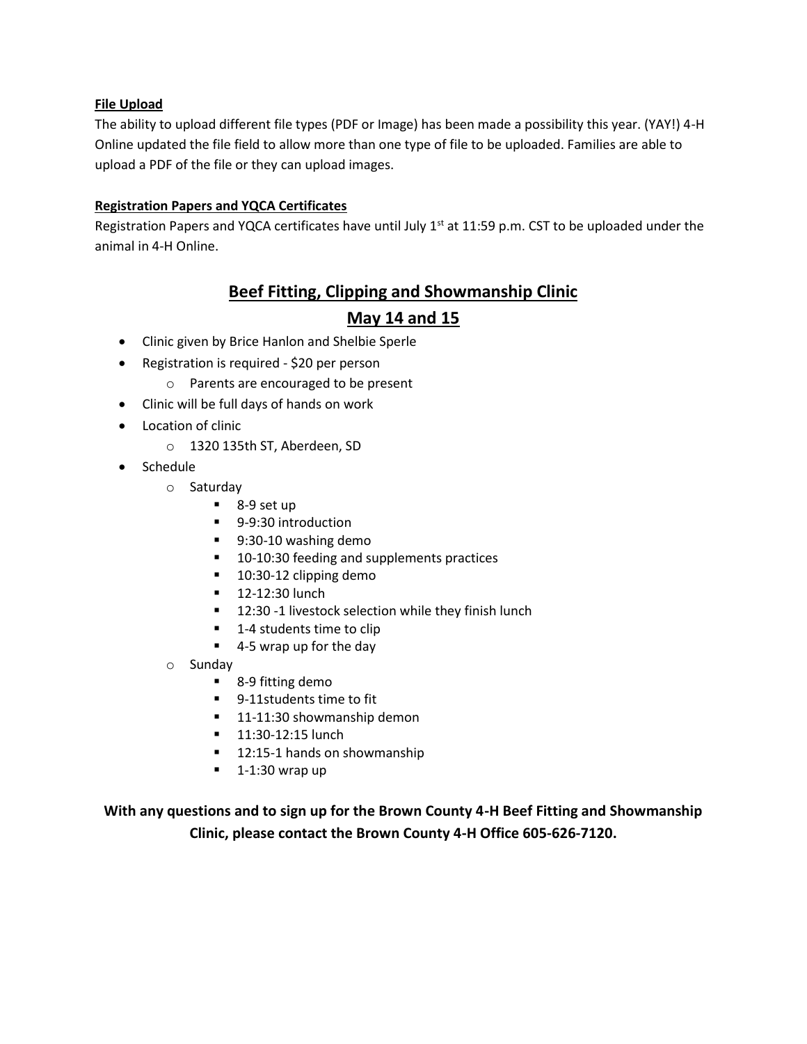**File Upload**

The ability to upload different file types (PDF or Image) has been made a possibility this year. (YAY!) 4-H Online updated the file field to allow more than one type of file to be uploaded. Families are able to upload a PDF of the file or they can upload images.

**Registration Papers and YQCA Certificates**

Registration Papers and YQCA certificates have until July 1st at 11:59 p.m. CST to be uploaded under the animal in 4-H Online.

## Beef Fitting, Clipping and Showmanship Clinic

## May 14 and 15

- Clinic given by Brice Hanlon and Shelbie Sperle
- Registration is required - $20 per person
  - Parents are encouraged to be present
- Clinic will be full days of hands on work
- Location of clinic
  - 1320 135th ST, Aberdeen, SD
- Schedule
  - Saturday
    - 8-9 set up
    - 9-9:30 introduction
    - 9:30-10 washing demo
    - 10-10:30 feeding and supplements practices
    - 10:30-12 clipping demo
    - 12-12:30 lunch
    - 12:30 -1 livestock selection while they finish lunch
    - 1-4 students time to clip
    - 4-5 wrap up for the day
  - Sunday
    - 8-9 fitting demo
    - 9-11students time to fit
    - 11-11:30 showmanship demon
    - 11:30-12:15 lunch
    - 12:15-1 hands on showmanship
    - 1-1:30 wrap up

**With any questions and to sign up for the Brown County 4-H Beef Fitting and Showmanship Clinic, please contact the Brown County 4-H Office 605-626-7120.**